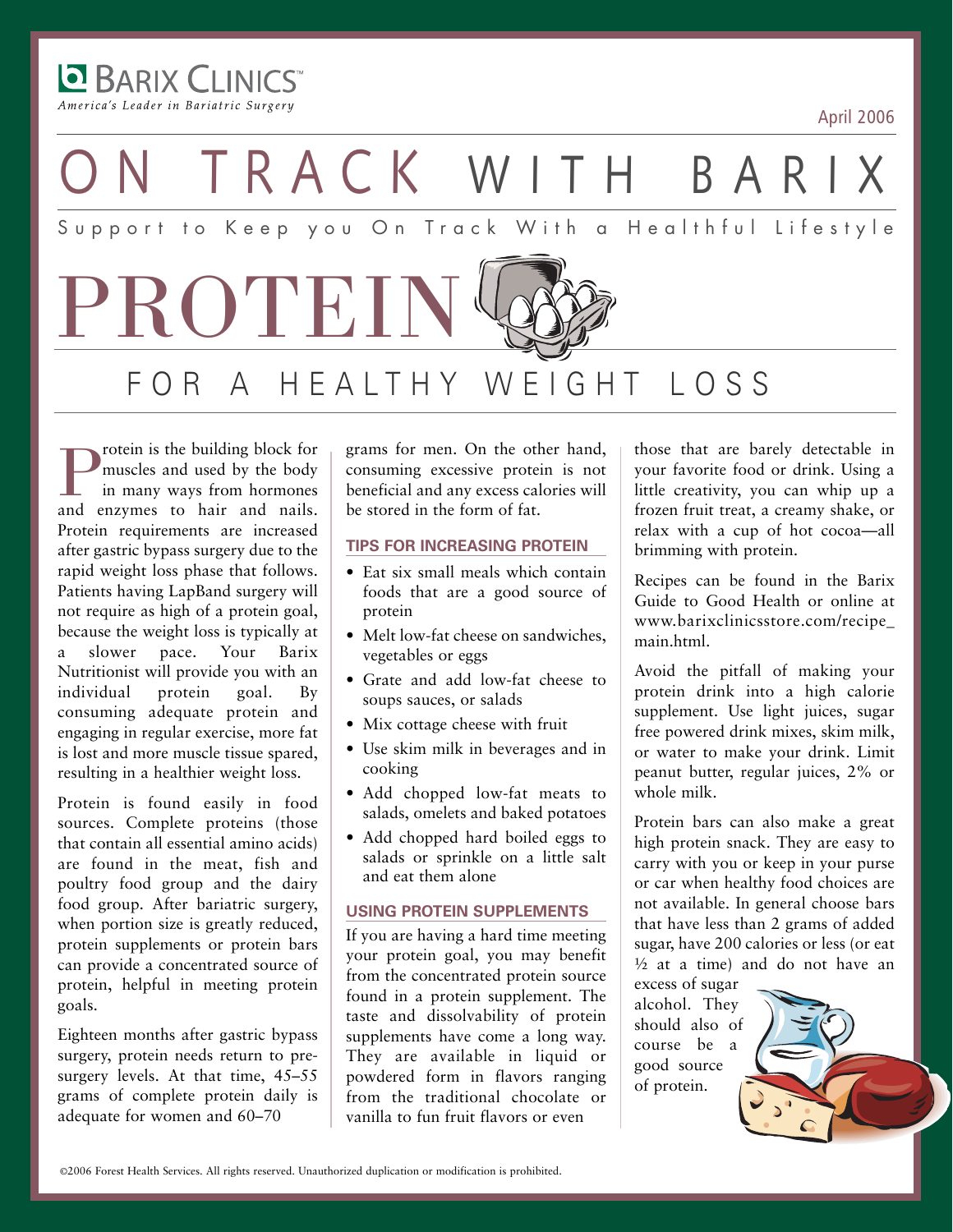BARIX CLINICS™

*America's Leader in Bariatric Surgery*

April 2006

# ON TRACK WITH BARIX

Support to Keep you On Track With a Healthful Lifestyle

# PROTEIN

## FOR A HEALTHY WEIGHT LOSS

Protein is the building block for muscles and used by the body in many ways from hormones and enzymes to hair and nails. Protein requirements are increased after gastric bypass surgery due to the rapid weight loss phase that follows. Patients having LapBand surgery will not require as high of a protein goal, because the weight loss is typically at a slower pace. Your Barix Nutritionist will provide you with an individual protein goal. By consuming adequate protein and engaging in regular exercise, more fat is lost and more muscle tissue spared, resulting in a healthier weight loss.

Protein is found easily in food sources. Complete proteins (those that contain all essential amino acids) are found in the meat, fish and poultry food group and the dairy food group. After bariatric surgery, when portion size is greatly reduced, protein supplements or protein bars can provide a concentrated source of protein, helpful in meeting protein goals.

Eighteen months after gastric bypass surgery, protein needs return to pre-surgery levels. At that time, 45–55 grams of complete protein daily is adequate for women and 60–70 grams for men. On the other hand, consuming excessive protein is not beneficial and any excess calories will be stored in the form of fat.

### TIPS FOR INCREASING PROTEIN

- Eat six small meals which contain foods that are a good source of protein
- Melt low-fat cheese on sandwiches, vegetables or eggs
- Grate and add low-fat cheese to soups sauces, or salads
- Mix cottage cheese with fruit
- Use skim milk in beverages and in cooking
- Add chopped low-fat meats to salads, omelets and baked potatoes
- Add chopped hard boiled eggs to salads or sprinkle on a little salt and eat them alone

### USING PROTEIN SUPPLEMENTS

If you are having a hard time meeting your protein goal, you may benefit from the concentrated protein source found in a protein supplement. The taste and dissolvability of protein supplements have come a long way. They are available in liquid or powdered form in flavors ranging from the traditional chocolate or vanilla to fun fruit flavors or even those that are barely detectable in your favorite food or drink. Using a little creativity, you can whip up a frozen fruit treat, a creamy shake, or relax with a cup of hot cocoa—all brimming with protein.

Recipes can be found in the Barix Guide to Good Health or online at www.barixclinicsstore.com/recipe_main.html.

Avoid the pitfall of making your protein drink into a high calorie supplement. Use light juices, sugar free powered drink mixes, skim milk, or water to make your drink. Limit peanut butter, regular juices, 2% or whole milk.

Protein bars can also make a great high protein snack. They are easy to carry with you or keep in your purse or car when healthy food choices are not available. In general choose bars that have less than 2 grams of added sugar, have 200 calories or less (or eat ½ at a time) and do not have an excess of sugar alcohol. They should also of course be a good source of protein.

©2006 Forest Health Services. All rights reserved. Unauthorized duplication or modification is prohibited.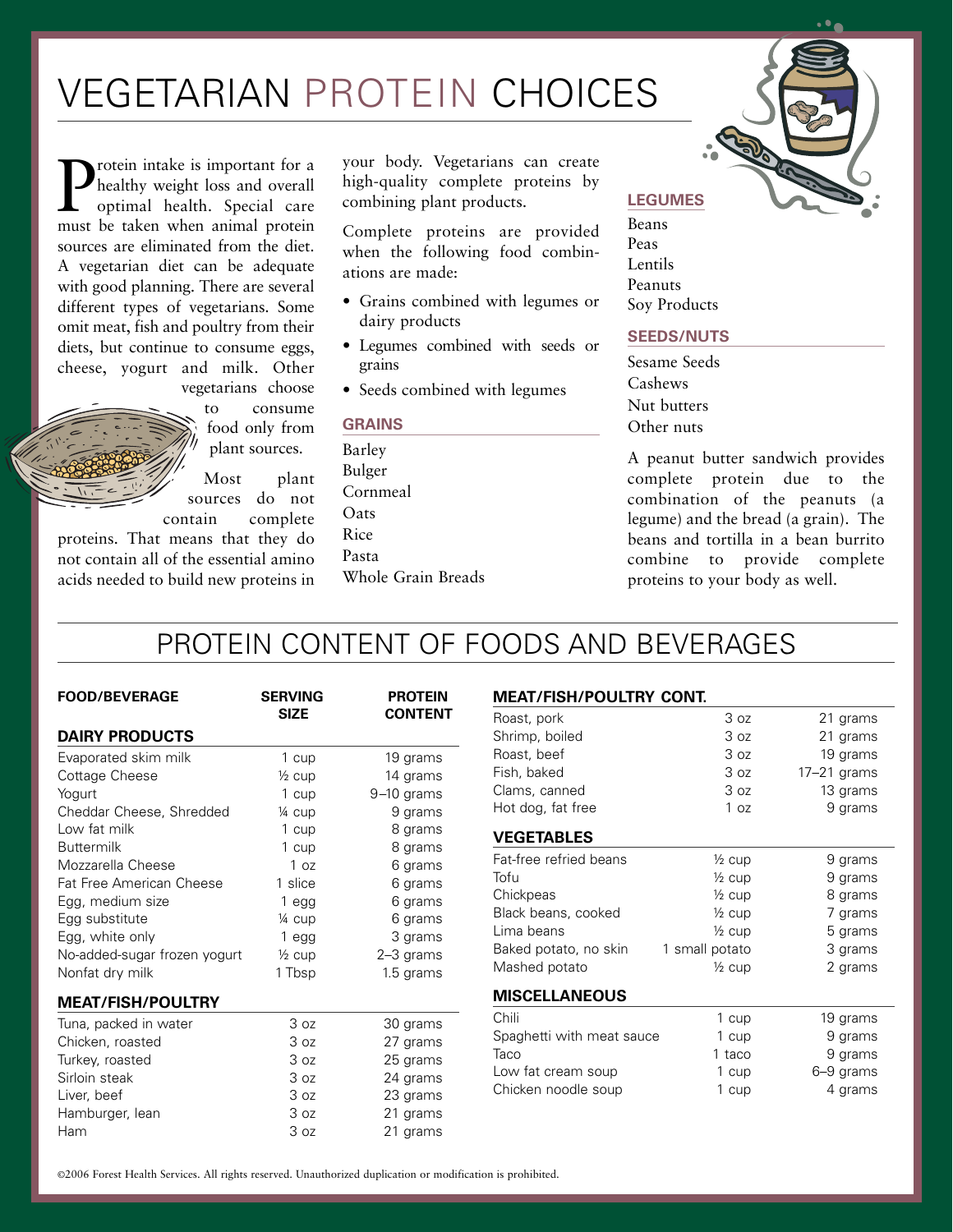# VEGETARIAN PROTEIN CHOICES

Protein intake is important for a healthy weight loss and overall optimal health. Special care must be taken when animal protein sources are eliminated from the diet. A vegetarian diet can be adequate with good planning. There are several different types of vegetarians. Some omit meat, fish and poultry from their diets, but continue to consume eggs, cheese, yogurt and milk. Other vegetarians choose to consume food only from plant sources.

Most plant sources do not contain complete proteins. That means that they do not contain all of the essential amino acids needed to build new proteins in your body. Vegetarians can create high-quality complete proteins by combining plant products.

Complete proteins are provided when the following food combinations are made:

- Grains combined with legumes or dairy products
- Legumes combined with seeds or grains
- Seeds combined with legumes

### GRAINS

Barley
Bulger
Cornmeal
Oats
Rice
Pasta
Whole Grain Breads

### LEGUMES

Beans
Peas
Lentils
Peanuts
Soy Products

### SEEDS/NUTS

Sesame Seeds
Cashews
Nut butters
Other nuts

A peanut butter sandwich provides complete protein due to the combination of the peanuts (a legume) and the bread (a grain). The beans and tortilla in a bean burrito combine to provide complete proteins to your body as well.

## PROTEIN CONTENT OF FOODS AND BEVERAGES

| FOOD/BEVERAGE | SERVING SIZE | PROTEIN CONTENT |
|---|---|---|
| **DAIRY PRODUCTS** | | |
| Evaporated skim milk | 1 cup | 19 grams |
| Cottage Cheese | ½ cup | 14 grams |
| Yogurt | 1 cup | 9–10 grams |
| Cheddar Cheese, Shredded | ¼ cup | 9 grams |
| Low fat milk | 1 cup | 8 grams |
| Buttermilk | 1 cup | 8 grams |
| Mozzarella Cheese | 1 oz | 6 grams |
| Fat Free American Cheese | 1 slice | 6 grams |
| Egg, medium size | 1 egg | 6 grams |
| Egg substitute | ¼ cup | 6 grams |
| Egg, white only | 1 egg | 3 grams |
| No-added-sugar frozen yogurt | ½ cup | 2–3 grams |
| Nonfat dry milk | 1 Tbsp | 1.5 grams |
| **MEAT/FISH/POULTRY** | | |
| Tuna, packed in water | 3 oz | 30 grams |
| Chicken, roasted | 3 oz | 27 grams |
| Turkey, roasted | 3 oz | 25 grams |
| Sirloin steak | 3 oz | 24 grams |
| Liver, beef | 3 oz | 23 grams |
| Hamburger, lean | 3 oz | 21 grams |
| Ham | 3 oz | 21 grams |
| **MEAT/FISH/POULTRY CONT.** | | |
| Roast, pork | 3 oz | 21 grams |
| Shrimp, boiled | 3 oz | 21 grams |
| Roast, beef | 3 oz | 19 grams |
| Fish, baked | 3 oz | 17–21 grams |
| Clams, canned | 3 oz | 13 grams |
| Hot dog, fat free | 1 oz | 9 grams |
| **VEGETABLES** | | |
| Fat-free refried beans | ½ cup | 9 grams |
| Tofu | ½ cup | 9 grams |
| Chickpeas | ½ cup | 8 grams |
| Black beans, cooked | ½ cup | 7 grams |
| Lima beans | ½ cup | 5 grams |
| Baked potato, no skin | 1 small potato | 3 grams |
| Mashed potato | ½ cup | 2 grams |
| **MISCELLANEOUS** | | |
| Chili | 1 cup | 19 grams |
| Spaghetti with meat sauce | 1 cup | 9 grams |
| Taco | 1 taco | 9 grams |
| Low fat cream soup | 1 cup | 6–9 grams |
| Chicken noodle soup | 1 cup | 4 grams |

©2006 Forest Health Services. All rights reserved. Unauthorized duplication or modification is prohibited.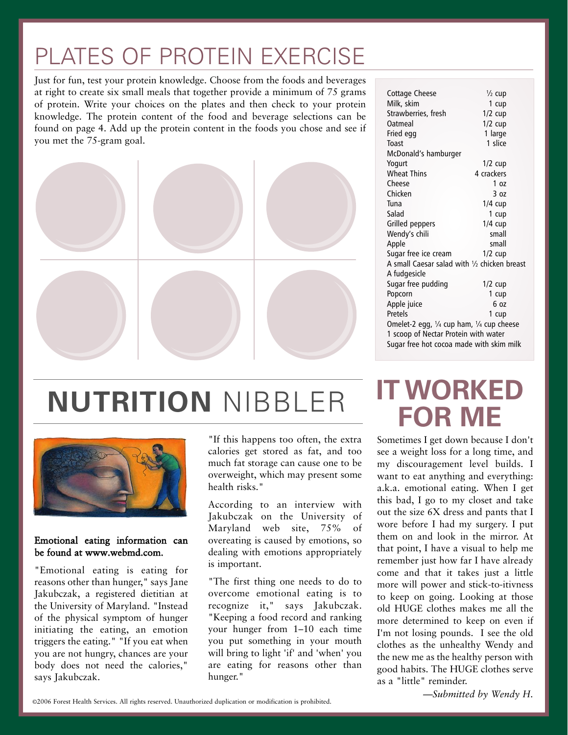# PLATES OF PROTEIN EXERCISE

Just for fun, test your protein knowledge. Choose from the foods and beverages at right to create six small meals that together provide a minimum of 75 grams of protein. Write your choices on the plates and then check to your protein knowledge. The protein content of the food and beverage selections can be found on page 4. Add up the protein content in the foods you chose and see if you met the 75-gram goal.

| Food | Amount |
|---|---|
| Cottage Cheese | ½ cup |
| Milk, skim | 1 cup |
| Strawberries, fresh | 1/2 cup |
| Oatmeal | 1/2 cup |
| Fried egg | 1 large |
| Toast | 1 slice |
| McDonald's hamburger | |
| Yogurt | 1/2 cup |
| Wheat Thins | 4 crackers |
| Cheese | 1 oz |
| Chicken | 3 oz |
| Tuna | 1/4 cup |
| Salad | 1 cup |
| Grilled peppers | 1/4 cup |
| Wendy's chili | small |
| Apple | small |
| Sugar free ice cream | 1/2 cup |
| A small Caesar salad with ½ chicken breast | |
| A fudgesicle | |
| Sugar free pudding | 1/2 cup |
| Popcorn | 1 cup |
| Apple juice | 6 oz |
| Pretels | 1 cup |
| Omelet-2 egg, ¼ cup ham, ¼ cup cheese | |
| 1 scoop of Nectar Protein with water | |
| Sugar free hot cocoa made with skim milk | |

# NUTRITION NIBBLER

**Emotional eating information can be found at www.webmd.com.**

"Emotional eating is eating for reasons other than hunger," says Jane Jakubczak, a registered dietitian at the University of Maryland. "Instead of the physical symptom of hunger initiating the eating, an emotion triggers the eating." "If you eat when you are not hungry, chances are your body does not need the calories," says Jakubczak.

"If this happens too often, the extra calories get stored as fat, and too much fat storage can cause one to be overweight, which may present some health risks."

According to an interview with Jakubczak on the University of Maryland web site, 75% of overeating is caused by emotions, so dealing with emotions appropriately is important.

"The first thing one needs to do to overcome emotional eating is to recognize it," says Jakubczak. "Keeping a food record and ranking your hunger from 1–10 each time you put something in your mouth will bring to light 'if' and 'when' you are eating for reasons other than hunger."

# IT WORKED FOR ME

Sometimes I get down because I don't see a weight loss for a long time, and my discouragement level builds. I want to eat anything and everything: a.k.a. emotional eating. When I get this bad, I go to my closet and take out the size 6X dress and pants that I wore before I had my surgery. I put them on and look in the mirror. At that point, I have a visual to help me remember just how far I have already come and that it takes just a little more will power and stick-to-itivness to keep on going. Looking at those old HUGE clothes makes me all the more determined to keep on even if I'm not losing pounds. I see the old clothes as the unhealthy Wendy and the new me as the healthy person with good habits. The HUGE clothes serve as a "little" reminder.

*—Submitted by Wendy H.*

©2006 Forest Health Services. All rights reserved. Unauthorized duplication or modification is prohibited.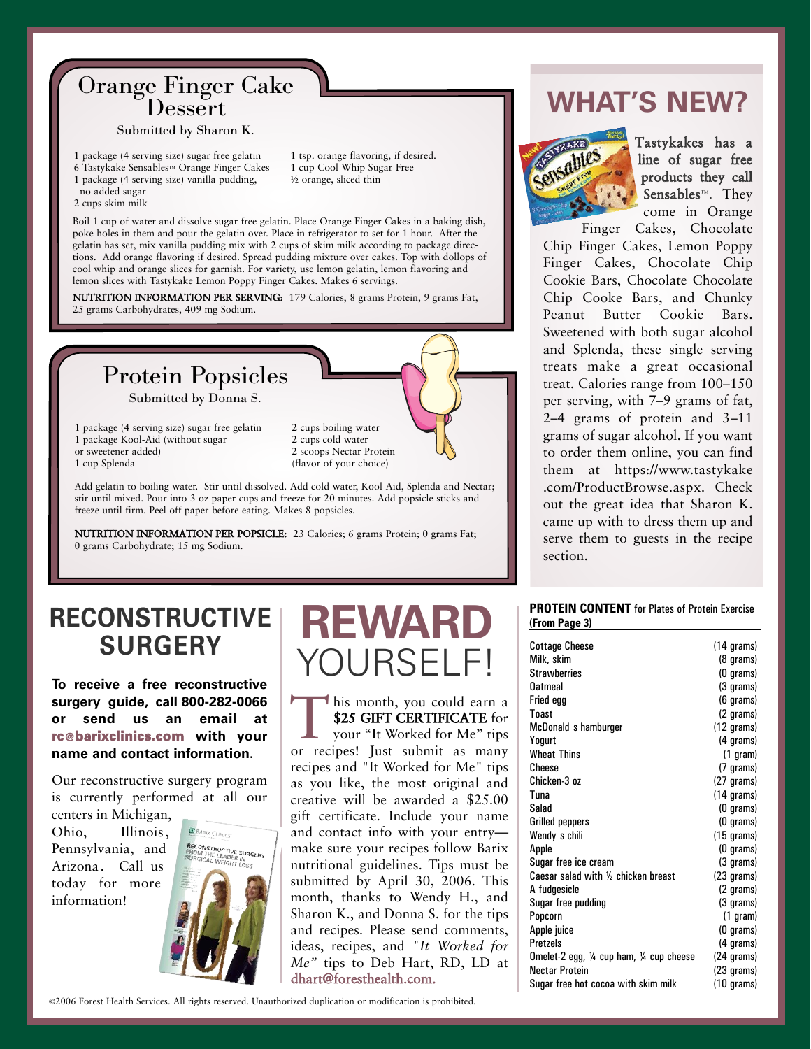## Orange Finger Cake Dessert

Submitted by Sharon K.

1 package (4 serving size) sugar free gelatin
6 Tastykake Sensables™ Orange Finger Cakes
1 package (4 serving size) vanilla pudding, no added sugar
2 cups skim milk
1 tsp. orange flavoring, if desired.
1 cup Cool Whip Sugar Free
½ orange, sliced thin

Boil 1 cup of water and dissolve sugar free gelatin. Place Orange Finger Cakes in a baking dish, poke holes in them and pour the gelatin over. Place in refrigerator to set for 1 hour. After the gelatin has set, mix vanilla pudding mix with 2 cups of skim milk according to package directions. Add orange flavoring if desired. Spread pudding mixture over cakes. Top with dollops of cool whip and orange slices for garnish. For variety, use lemon gelatin, lemon flavoring and lemon slices with Tastykake Lemon Poppy Finger Cakes. Makes 6 servings.

**NUTRITION INFORMATION PER SERVING:** 179 Calories, 8 grams Protein, 9 grams Fat, 25 grams Carbohydrates, 409 mg Sodium.

## Protein Popsicles

Submitted by Donna S.

1 package (4 serving size) sugar free gelatin
1 package Kool-Aid (without sugar or sweetener added)
1 cup Splenda
2 cups boiling water
2 cups cold water
2 scoops Nectar Protein (flavor of your choice)

Add gelatin to boiling water. Stir until dissolved. Add cold water, Kool-Aid, Splenda and Nectar; stir until mixed. Pour into 3 oz paper cups and freeze for 20 minutes. Add popsicle sticks and freeze until firm. Peel off paper before eating. Makes 8 popsicles.

**NUTRITION INFORMATION PER POPSICLE:** 23 Calories; 6 grams Protein; 0 grams Fat; 0 grams Carbohydrate; 15 mg Sodium.

## WHAT'S NEW?

Tastykakes has a line of sugar free products they call Sensables™. They come in Orange Finger Cakes, Chocolate Chip Finger Cakes, Lemon Poppy Finger Cakes, Chocolate Chip Cookie Bars, Chocolate Chocolate Chip Cooke Bars, and Chunky Peanut Butter Cookie Bars. Sweetened with both sugar alcohol and Splenda, these single serving treats make a great occasional treat. Calories range from 100–150 per serving, with 7–9 grams of fat, 2–4 grams of protein and 3–11 grams of sugar alcohol. If you want to order them online, you can find them at https://www.tastykake.com/ProductBrowse.aspx. Check out the great idea that Sharon K. came up with to dress them up and serve them to guests in the recipe section.

## RECONSTRUCTIVE SURGERY

**To receive a free reconstructive surgery guide, call 800-282-0066 or send us an email at rc@barixclinics.com with your name and contact information.**

Our reconstructive surgery program is currently performed at all our centers in Michigan, Ohio, Illinois, Pennsylvania, and Arizona. Call us today for more information!

## REWARD YOURSELF!

This month, you could earn a **$25 GIFT CERTIFICATE** for your "It Worked for Me" tips or recipes! Just submit as many recipes and "It Worked for Me" tips as you like, the most original and creative will be awarded a $25.00 gift certificate. Include your name and contact info with your entry—make sure your recipes follow Barix nutritional guidelines. Tips must be submitted by April 30, 2006. This month, thanks to Wendy H., and Sharon K., and Donna S. for the tips and recipes. Please send comments, ideas, recipes, and "*It Worked for Me"* tips to Deb Hart, RD, LD at dhart@foresthealth.com.

**PROTEIN CONTENT** for Plates of Protein Exercise **(From Page 3)**

| Food | Protein |
|---|---|
| Cottage Cheese | (14 grams) |
| Milk, skim | (8 grams) |
| Strawberries | (0 grams) |
| Oatmeal | (3 grams) |
| Fried egg | (6 grams) |
| Toast | (2 grams) |
| McDonald s hamburger | (12 grams) |
| Yogurt | (4 grams) |
| Wheat Thins | (1 gram) |
| Cheese | (7 grams) |
| Chicken-3 oz | (27 grams) |
| Tuna | (14 grams) |
| Salad | (0 grams) |
| Grilled peppers | (0 grams) |
| Wendy s chili | (15 grams) |
| Apple | (0 grams) |
| Sugar free ice cream | (3 grams) |
| Caesar salad with ½ chicken breast | (23 grams) |
| A fudgesicle | (2 grams) |
| Sugar free pudding | (3 grams) |
| Popcorn | (1 gram) |
| Apple juice | (0 grams) |
| Pretzels | (4 grams) |
| Omelet-2 egg, ¼ cup ham, ¼ cup cheese | (24 grams) |
| Nectar Protein | (23 grams) |
| Sugar free hot cocoa with skim milk | (10 grams) |

©2006 Forest Health Services. All rights reserved. Unauthorized duplication or modification is prohibited.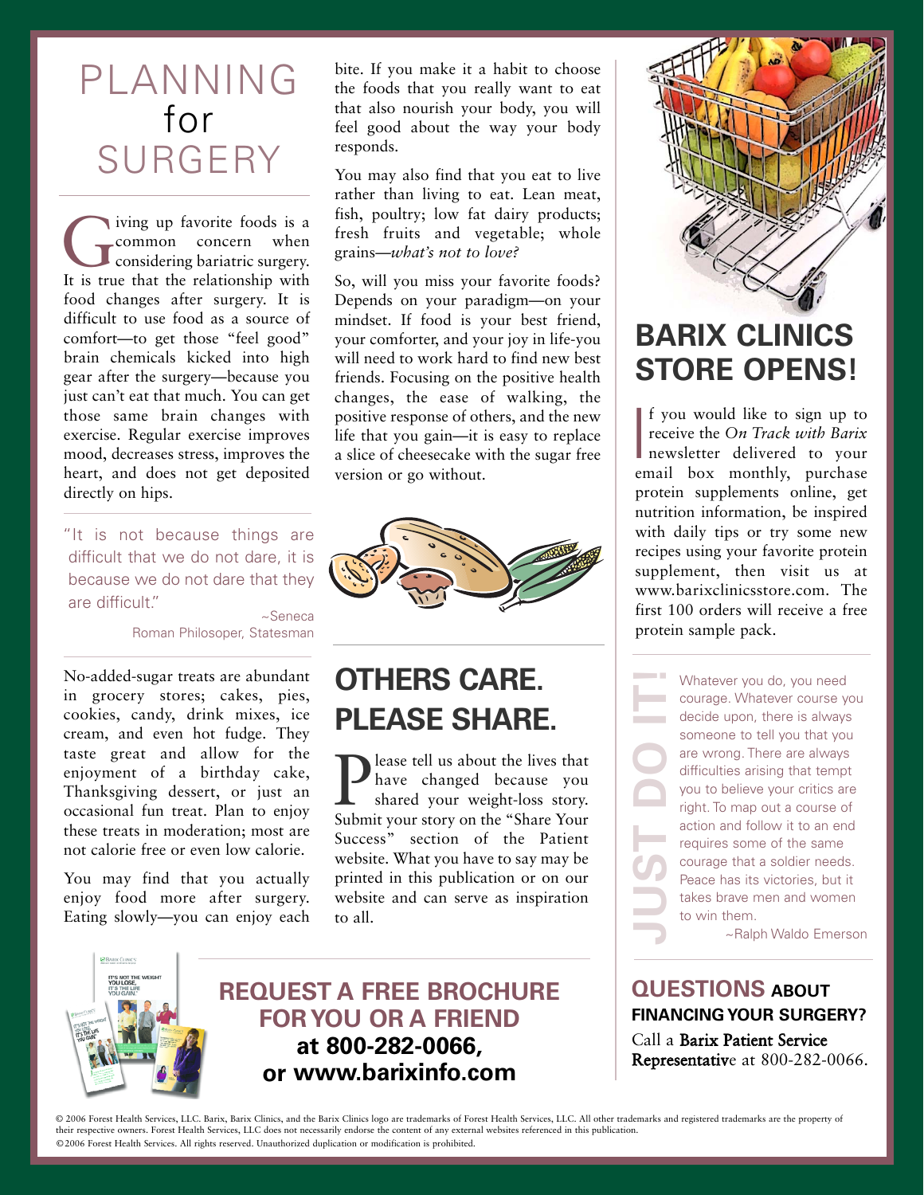# PLANNING for SURGERY

Giving up favorite foods is a common concern when considering bariatric surgery. It is true that the relationship with food changes after surgery. It is difficult to use food as a source of comfort—to get those "feel good" brain chemicals kicked into high gear after the surgery—because you just can't eat that much. You can get those same brain changes with exercise. Regular exercise improves mood, decreases stress, improves the heart, and does not get deposited directly on hips.

> "It is not because things are difficult that we do not dare, it is because we do not dare that they are difficult."
>
> ~Seneca
> Roman Philosoper, Statesman

No-added-sugar treats are abundant in grocery stores; cakes, pies, cookies, candy, drink mixes, ice cream, and even hot fudge. They taste great and allow for the enjoyment of a birthday cake, Thanksgiving dessert, or just an occasional fun treat. Plan to enjoy these treats in moderation; most are not calorie free or even low calorie.

You may find that you actually enjoy food more after surgery. Eating slowly—you can enjoy each bite. If you make it a habit to choose the foods that you really want to eat that also nourish your body, you will feel good about the way your body responds.

You may also find that you eat to live rather than living to eat. Lean meat, fish, poultry; low fat dairy products; fresh fruits and vegetable; whole grains—*what's not to love?*

So, will you miss your favorite foods? Depends on your paradigm—on your mindset. If food is your best friend, your comforter, and your joy in life-you will need to work hard to find new best friends. Focusing on the positive health changes, the ease of walking, the positive response of others, and the new life that you gain—it is easy to replace a slice of cheesecake with the sugar free version or go without.

## OTHERS CARE. PLEASE SHARE.

Please tell us about the lives that have changed because you shared your weight-loss story. Submit your story on the "Share Your Success" section of the Patient website. What you have to say may be printed in this publication or on our website and can serve as inspiration to all.

## BARIX CLINICS STORE OPENS!

If you would like to sign up to receive the *On Track with Barix* newsletter delivered to your email box monthly, purchase protein supplements online, get nutrition information, be inspired with daily tips or try some new recipes using your favorite protein supplement, then visit us at www.barixclinicsstore.com. The first 100 orders will receive a free protein sample pack.

## JUST DO IT!

Whatever you do, you need courage. Whatever course you decide upon, there is always someone to tell you that you are wrong. There are always difficulties arising that tempt you to believe your critics are right. To map out a course of action and follow it to an end requires some of the same courage that a soldier needs. Peace has its victories, but it takes brave men and women to win them.

~Ralph Waldo Emerson

## REQUEST A FREE BROCHURE FOR YOU OR A FRIEND
**at 800-282-0066, or www.barixinfo.com**

## QUESTIONS ABOUT FINANCING YOUR SURGERY?

Call a **Barix Patient Service Representative** at 800-282-0066.

© 2006 Forest Health Services, LLC. Barix, Barix Clinics, and the Barix Clinics logo are trademarks of Forest Health Services, LLC. All other trademarks and registered trademarks are the property of their respective owners. Forest Health Services, LLC does not necessarily endorse the content of any external websites referenced in this publication.
©2006 Forest Health Services. All rights reserved. Unauthorized duplication or modification is prohibited.